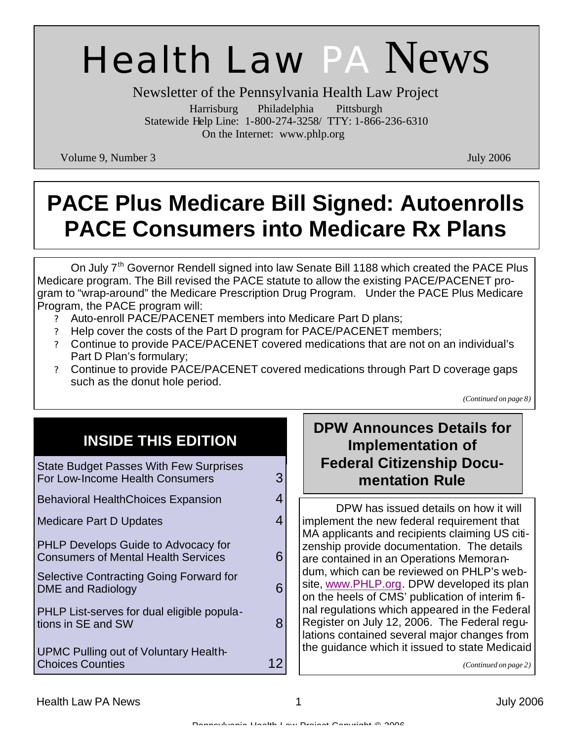# Health Law PA News

Newsletter of the Pennsylvania Health Law Project

Harrisburg Philadelphia Pittsburgh

Statewide Help Line: 1-800-274-3258/ TTY: 1-866-236-6310

On the Internet: www.phlp.org

Volume 9, Number 3 July 2006

## PACE Plus Medicare Bill Signed: Autoenrolls PACE Consumers into Medicare Rx Plans

On July 7th Governor Rendell signed into law Senate Bill 1188 which created the PACE Plus Medicare program. The Bill revised the PACE statute to allow the existing PACE/PACENET program to "wrap-around" the Medicare Prescription Drug Program. Under the PACE Plus Medicare Program, the PACE program will:

- Auto-enroll PACE/PACENET members into Medicare Part D plans;
- Help cover the costs of the Part D program for PACE/PACENET members;
- Continue to provide PACE/PACENET covered medications that are not on an individual's Part D Plan's formulary;
- Continue to provide PACE/PACENET covered medications through Part D coverage gaps such as the donut hole period.

*(Continued on page 8)*

## INSIDE THIS EDITION

| | |
|---|---|
| State Budget Passes With Few Surprises For Low-Income Health Consumers | 3 |
| Behavioral HealthChoices Expansion | 4 |
| Medicare Part D Updates | 4 |
| PHLP Develops Guide to Advocacy for Consumers of Mental Health Services | 6 |
| Selective Contracting Going Forward for DME and Radiology | 6 |
| PHLP List-serves for dual eligible populations in SE and SW | 8 |
| UPMC Pulling out of Voluntary HealthChoices Counties | 12 |

## DPW Announces Details for Implementation of Federal Citizenship Documentation Rule

DPW has issued details on how it will implement the new federal requirement that MA applicants and recipients claiming US citizenship provide documentation. The details are contained in an Operations Memorandum, which can be reviewed on PHLP's website, www.PHLP.org. DPW developed its plan on the heels of CMS' publication of interim final regulations which appeared in the Federal Register on July 12, 2006. The Federal regulations contained several major changes from the guidance which it issued to state Medicaid

*(Continued on page 2)*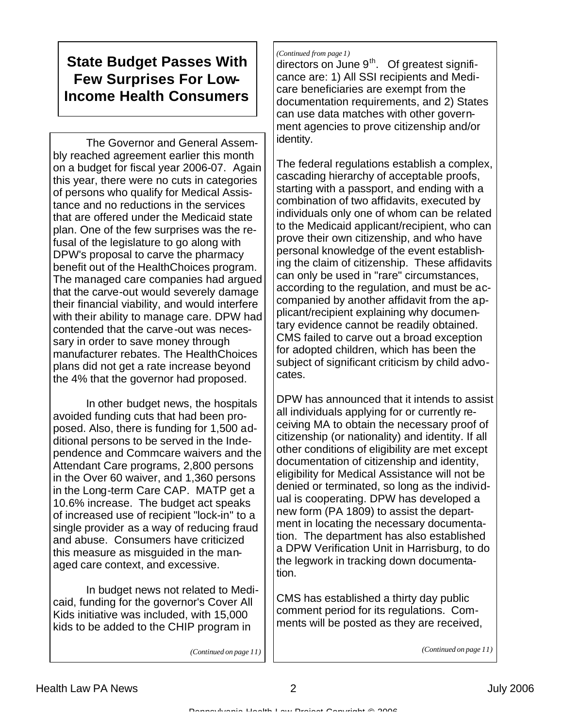## State Budget Passes With Few Surprises For Low-Income Health Consumers

The Governor and General Assembly reached agreement earlier this month on a budget for fiscal year 2006-07. Again this year, there were no cuts in categories of persons who qualify for Medical Assistance and no reductions in the services that are offered under the Medicaid state plan. One of the few surprises was the refusal of the legislature to go along with DPW's proposal to carve the pharmacy benefit out of the HealthChoices program. The managed care companies had argued that the carve-out would severely damage their financial viability, and would interfere with their ability to manage care. DPW had contended that the carve-out was necessary in order to save money through manufacturer rebates. The HealthChoices plans did not get a rate increase beyond the 4% that the governor had proposed.

In other budget news, the hospitals avoided funding cuts that had been proposed. Also, there is funding for 1,500 additional persons to be served in the Independence and Commcare waivers and the Attendant Care programs, 2,800 persons in the Over 60 waiver, and 1,360 persons in the Long-term Care CAP. MATP get a 10.6% increase. The budget act speaks of increased use of recipient "lock-in" to a single provider as a way of reducing fraud and abuse. Consumers have criticized this measure as misguided in the managed care context, and excessive.

In budget news not related to Medicaid, funding for the governor's Cover All Kids initiative was included, with 15,000 kids to be added to the CHIP program in

*(Continued on page 11)*

*(Continued from page 1)*

directors on June 9th. Of greatest significance are: 1) All SSI recipients and Medicare beneficiaries are exempt from the documentation requirements, and 2) States can use data matches with other government agencies to prove citizenship and/or identity.

The federal regulations establish a complex, cascading hierarchy of acceptable proofs, starting with a passport, and ending with a combination of two affidavits, executed by individuals only one of whom can be related to the Medicaid applicant/recipient, who can prove their own citizenship, and who have personal knowledge of the event establishing the claim of citizenship. These affidavits can only be used in "rare" circumstances, according to the regulation, and must be accompanied by another affidavit from the applicant/recipient explaining why documentary evidence cannot be readily obtained. CMS failed to carve out a broad exception for adopted children, which has been the subject of significant criticism by child advocates.

DPW has announced that it intends to assist all individuals applying for or currently receiving MA to obtain the necessary proof of citizenship (or nationality) and identity. If all other conditions of eligibility are met except documentation of citizenship and identity, eligibility for Medical Assistance will not be denied or terminated, so long as the individual is cooperating. DPW has developed a new form (PA 1809) to assist the department in locating the necessary documentation. The department has also established a DPW Verification Unit in Harrisburg, to do the legwork in tracking down documentation.

CMS has established a thirty day public comment period for its regulations. Comments will be posted as they are received,

*(Continued on page 11)*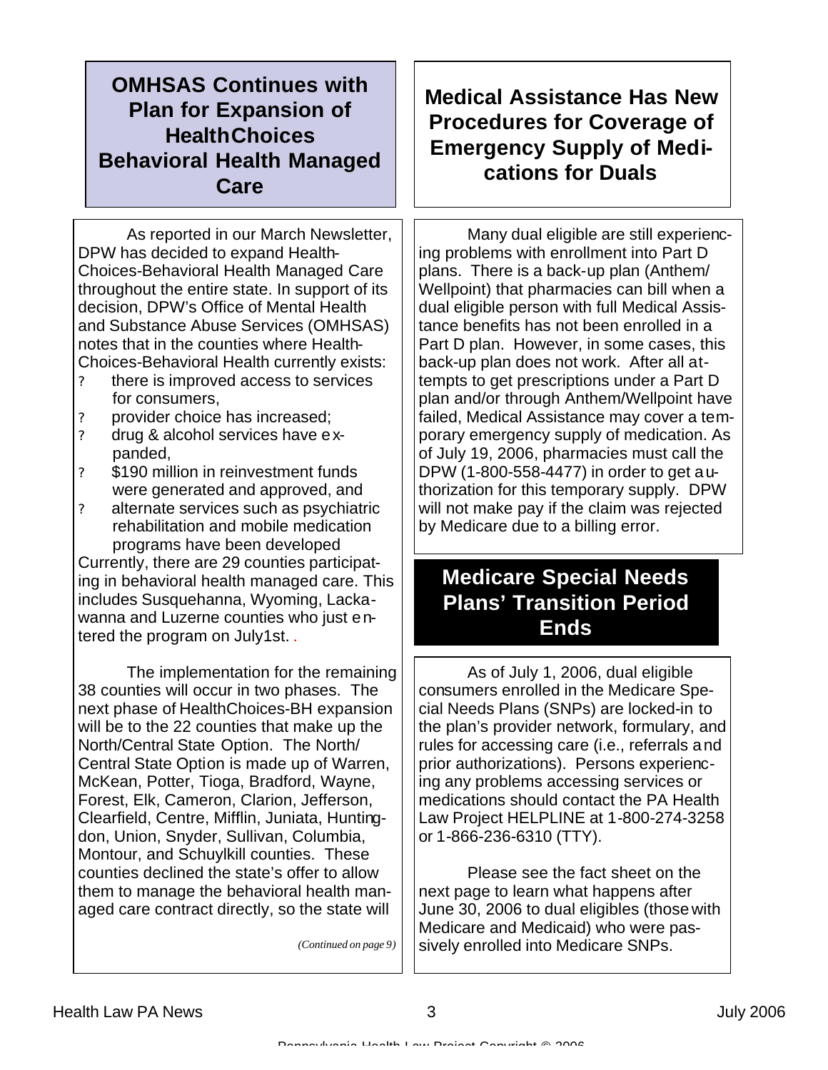## OMHSAS Continues with Plan for Expansion of HealthChoices Behavioral Health Managed Care

As reported in our March Newsletter, DPW has decided to expand Health-Choices-Behavioral Health Managed Care throughout the entire state. In support of its decision, DPW's Office of Mental Health and Substance Abuse Services (OMHSAS) notes that in the counties where Health-Choices-Behavioral Health currently exists:

- there is improved access to services for consumers,
- provider choice has increased;
- drug & alcohol services have expanded,
- $190 million in reinvestment funds were generated and approved, and
- alternate services such as psychiatric rehabilitation and mobile medication programs have been developed

Currently, there are 29 counties participating in behavioral health managed care. This includes Susquehanna, Wyoming, Lackawanna and Luzerne counties who just entered the program on July1st. .

The implementation for the remaining 38 counties will occur in two phases. The next phase of HealthChoices-BH expansion will be to the 22 counties that make up the North/Central State Option. The North/Central State Option is made up of Warren, McKean, Potter, Tioga, Bradford, Wayne, Forest, Elk, Cameron, Clarion, Jefferson, Clearfield, Centre, Mifflin, Juniata, Huntingdon, Union, Snyder, Sullivan, Columbia, Montour, and Schuylkill counties. These counties declined the state's offer to allow them to manage the behavioral health managed care contract directly, so the state will

*(Continued on page 9)*

## Medical Assistance Has New Procedures for Coverage of Emergency Supply of Medications for Duals

Many dual eligible are still experiencing problems with enrollment into Part D plans. There is a back-up plan (Anthem/Wellpoint) that pharmacies can bill when a dual eligible person with full Medical Assistance benefits has not been enrolled in a Part D plan. However, in some cases, this back-up plan does not work. After all attempts to get prescriptions under a Part D plan and/or through Anthem/Wellpoint have failed, Medical Assistance may cover a temporary emergency supply of medication. As of July 19, 2006, pharmacies must call the DPW (1-800-558-4477) in order to get authorization for this temporary supply. DPW will not make pay if the claim was rejected by Medicare due to a billing error.

## Medicare Special Needs Plans' Transition Period Ends

As of July 1, 2006, dual eligible consumers enrolled in the Medicare Special Needs Plans (SNPs) are locked-in to the plan's provider network, formulary, and rules for accessing care (i.e., referrals and prior authorizations). Persons experiencing any problems accessing services or medications should contact the PA Health Law Project HELPLINE at 1-800-274-3258 or 1-866-236-6310 (TTY).

Please see the fact sheet on the next page to learn what happens after June 30, 2006 to dual eligibles (those with Medicare and Medicaid) who were passively enrolled into Medicare SNPs.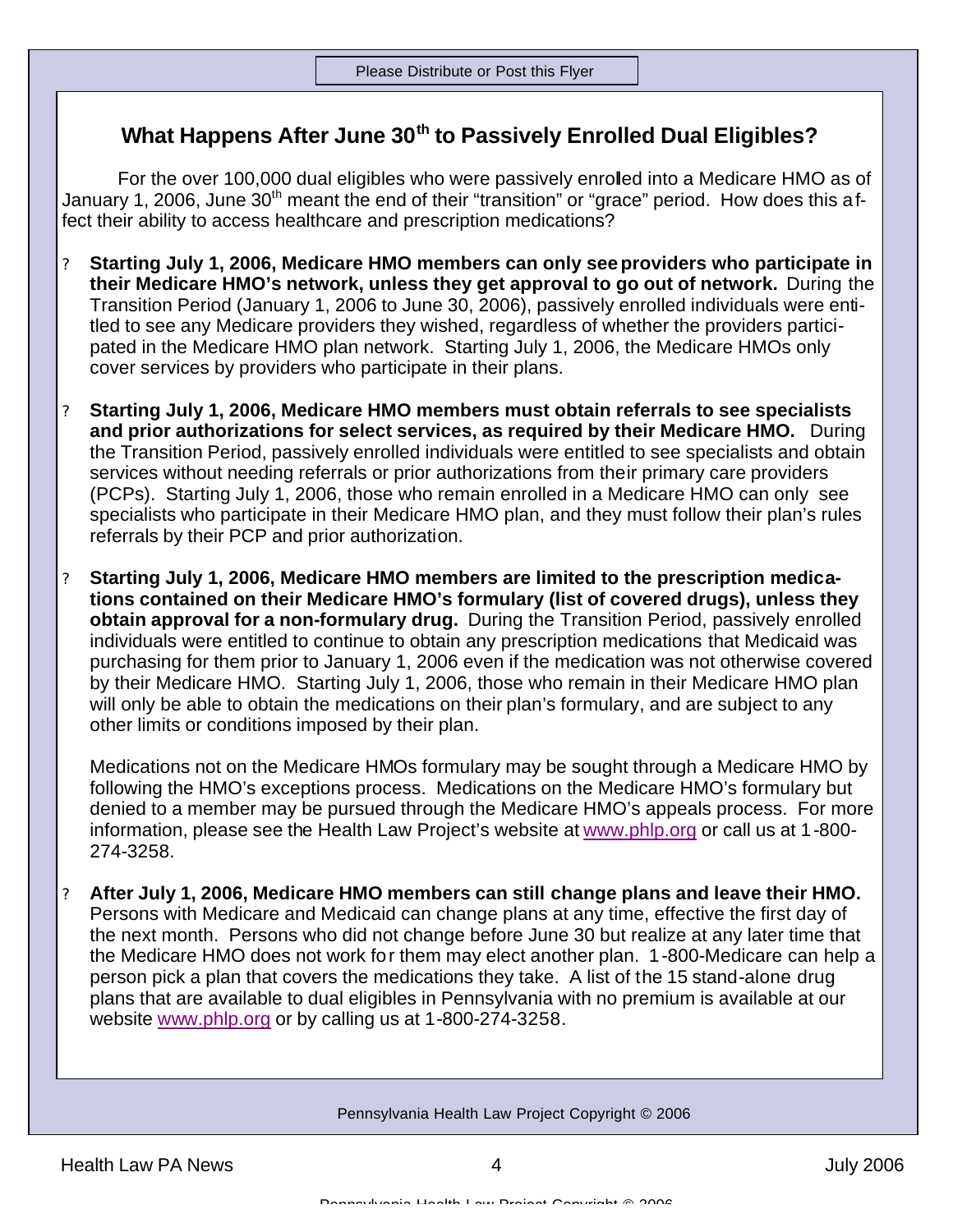Please Distribute or Post this Flyer

## What Happens After June 30th to Passively Enrolled Dual Eligibles?

For the over 100,000 dual eligibles who were passively enrolled into a Medicare HMO as of January 1, 2006, June 30th meant the end of their "transition" or "grace" period. How does this affect their ability to access healthcare and prescription medications?

- **Starting July 1, 2006, Medicare HMO members can only see providers who participate in their Medicare HMO's network, unless they get approval to go out of network.** During the Transition Period (January 1, 2006 to June 30, 2006), passively enrolled individuals were entitled to see any Medicare providers they wished, regardless of whether the providers participated in the Medicare HMO plan network. Starting July 1, 2006, the Medicare HMOs only cover services by providers who participate in their plans.

- **Starting July 1, 2006, Medicare HMO members must obtain referrals to see specialists and prior authorizations for select services, as required by their Medicare HMO.** During the Transition Period, passively enrolled individuals were entitled to see specialists and obtain services without needing referrals or prior authorizations from their primary care providers (PCPs). Starting July 1, 2006, those who remain enrolled in a Medicare HMO can only see specialists who participate in their Medicare HMO plan, and they must follow their plan's rules referrals by their PCP and prior authorization.

- **Starting July 1, 2006, Medicare HMO members are limited to the prescription medications contained on their Medicare HMO's formulary (list of covered drugs), unless they obtain approval for a non-formulary drug.** During the Transition Period, passively enrolled individuals were entitled to continue to obtain any prescription medications that Medicaid was purchasing for them prior to January 1, 2006 even if the medication was not otherwise covered by their Medicare HMO. Starting July 1, 2006, those who remain in their Medicare HMO plan will only be able to obtain the medications on their plan's formulary, and are subject to any other limits or conditions imposed by their plan.

  Medications not on the Medicare HMOs formulary may be sought through a Medicare HMO by following the HMO's exceptions process. Medications on the Medicare HMO's formulary but denied to a member may be pursued through the Medicare HMO's appeals process. For more information, please see the Health Law Project's website at www.phlp.org or call us at 1-800-274-3258.

- **After July 1, 2006, Medicare HMO members can still change plans and leave their HMO.** Persons with Medicare and Medicaid can change plans at any time, effective the first day of the next month. Persons who did not change before June 30 but realize at any later time that the Medicare HMO does not work for them may elect another plan. 1-800-Medicare can help a person pick a plan that covers the medications they take. A list of the 15 stand-alone drug plans that are available to dual eligibles in Pennsylvania with no premium is available at our website www.phlp.org or by calling us at 1-800-274-3258.

Pennsylvania Health Law Project Copyright © 2006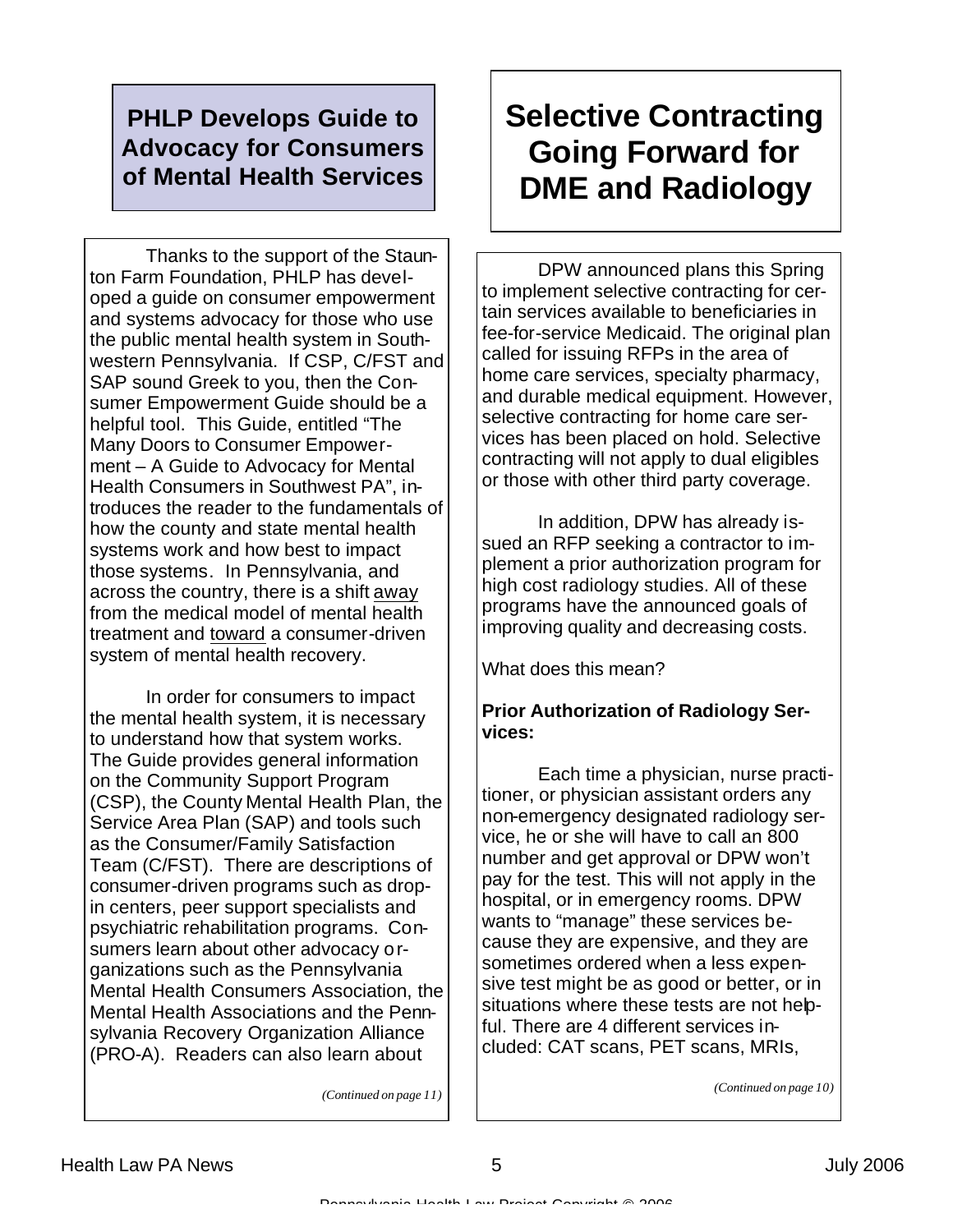## PHLP Develops Guide to Advocacy for Consumers of Mental Health Services

Thanks to the support of the Staunton Farm Foundation, PHLP has developed a guide on consumer empowerment and systems advocacy for those who use the public mental health system in Southwestern Pennsylvania. If CSP, C/FST and SAP sound Greek to you, then the Consumer Empowerment Guide should be a helpful tool. This Guide, entitled "The Many Doors to Consumer Empowerment – A Guide to Advocacy for Mental Health Consumers in Southwest PA", introduces the reader to the fundamentals of how the county and state mental health systems work and how best to impact those systems. In Pennsylvania, and across the country, there is a shift away from the medical model of mental health treatment and toward a consumer-driven system of mental health recovery.

In order for consumers to impact the mental health system, it is necessary to understand how that system works. The Guide provides general information on the Community Support Program (CSP), the County Mental Health Plan, the Service Area Plan (SAP) and tools such as the Consumer/Family Satisfaction Team (C/FST). There are descriptions of consumer-driven programs such as drop-in centers, peer support specialists and psychiatric rehabilitation programs. Consumers learn about other advocacy organizations such as the Pennsylvania Mental Health Consumers Association, the Mental Health Associations and the Pennsylvania Recovery Organization Alliance (PRO-A). Readers can also learn about

*(Continued on page 11)*

## Selective Contracting Going Forward for DME and Radiology

DPW announced plans this Spring to implement selective contracting for certain services available to beneficiaries in fee-for-service Medicaid. The original plan called for issuing RFPs in the area of home care services, specialty pharmacy, and durable medical equipment. However, selective contracting for home care services has been placed on hold. Selective contracting will not apply to dual eligibles or those with other third party coverage.

In addition, DPW has already issued an RFP seeking a contractor to implement a prior authorization program for high cost radiology studies. All of these programs have the announced goals of improving quality and decreasing costs.

What does this mean?

**Prior Authorization of Radiology Services:**

Each time a physician, nurse practitioner, or physician assistant orders any non-emergency designated radiology service, he or she will have to call an 800 number and get approval or DPW won't pay for the test. This will not apply in the hospital, or in emergency rooms. DPW wants to "manage" these services because they are expensive, and they are sometimes ordered when a less expensive test might be as good or better, or in situations where these tests are not helpful. There are 4 different services included: CAT scans, PET scans, MRIs,

*(Continued on page 10)*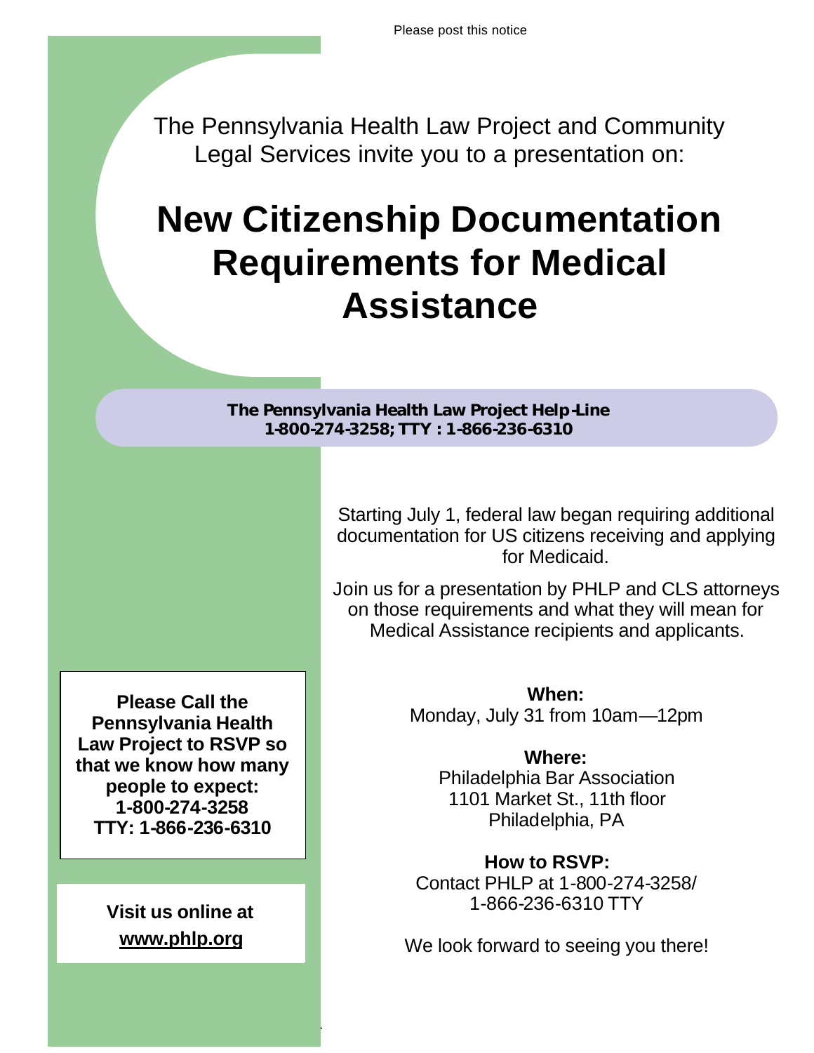Please post this notice

The Pennsylvania Health Law Project and Community Legal Services invite you to a presentation on:

# New Citizenship Documentation Requirements for Medical Assistance

**The Pennsylvania Health Law Project Help-Line**
**1-800-274-3258; TTY : 1-866-236-6310**

Starting July 1, federal law began requiring additional documentation for US citizens receiving and applying for Medicaid.

Join us for a presentation by PHLP and CLS attorneys on those requirements and what they will mean for Medical Assistance recipients and applicants.

**When:**
Monday, July 31 from 10am—12pm

**Where:**
Philadelphia Bar Association
1101 Market St., 11th floor
Philadelphia, PA

**How to RSVP:**
Contact PHLP at 1-800-274-3258/
1-866-236-6310 TTY

We look forward to seeing you there!

**Please Call the Pennsylvania Health Law Project to RSVP so that we know how many people to expect:**
**1-800-274-3258**
**TTY: 1-866-236-6310**

**Visit us online at**
**www.phlp.org**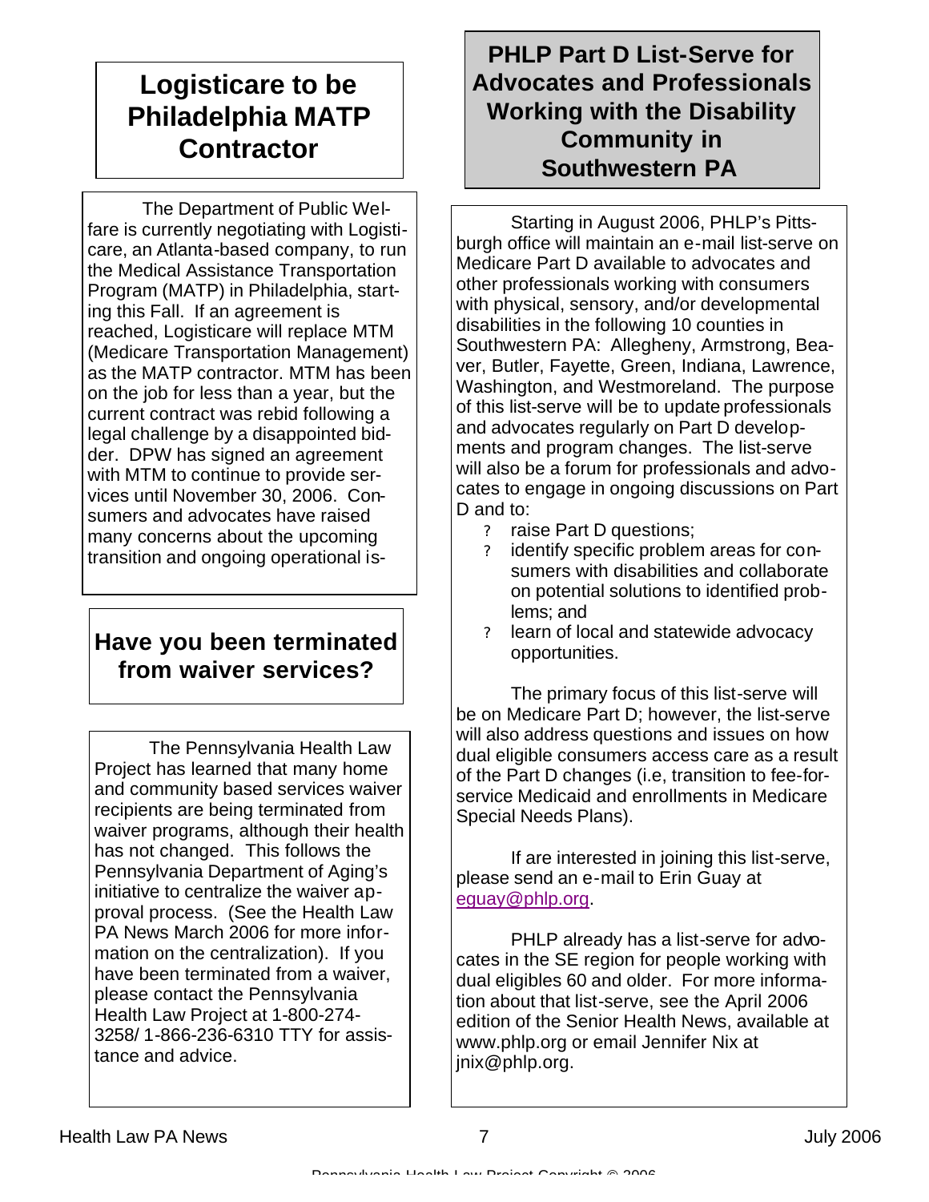## Logisticare to be Philadelphia MATP Contractor

The Department of Public Welfare is currently negotiating with Logisticare, an Atlanta-based company, to run the Medical Assistance Transportation Program (MATP) in Philadelphia, starting this Fall. If an agreement is reached, Logisticare will replace MTM (Medicare Transportation Management) as the MATP contractor. MTM has been on the job for less than a year, but the current contract was rebid following a legal challenge by a disappointed bidder. DPW has signed an agreement with MTM to continue to provide services until November 30, 2006. Consumers and advocates have raised many concerns about the upcoming transition and ongoing operational is-

## Have you been terminated from waiver services?

The Pennsylvania Health Law Project has learned that many home and community based services waiver recipients are being terminated from waiver programs, although their health has not changed. This follows the Pennsylvania Department of Aging's initiative to centralize the waiver approval process. (See the Health Law PA News March 2006 for more information on the centralization). If you have been terminated from a waiver, please contact the Pennsylvania Health Law Project at 1-800-274-3258/ 1-866-236-6310 TTY for assistance and advice.

## PHLP Part D List-Serve for Advocates and Professionals Working with the Disability Community in Southwestern PA

Starting in August 2006, PHLP's Pittsburgh office will maintain an e-mail list-serve on Medicare Part D available to advocates and other professionals working with consumers with physical, sensory, and/or developmental disabilities in the following 10 counties in Southwestern PA: Allegheny, Armstrong, Beaver, Butler, Fayette, Green, Indiana, Lawrence, Washington, and Westmoreland. The purpose of this list-serve will be to update professionals and advocates regularly on Part D developments and program changes. The list-serve will also be a forum for professionals and advocates to engage in ongoing discussions on Part D and to:

- raise Part D questions;
- identify specific problem areas for consumers with disabilities and collaborate on potential solutions to identified problems; and
- learn of local and statewide advocacy opportunities.

The primary focus of this list-serve will be on Medicare Part D; however, the list-serve will also address questions and issues on how dual eligible consumers access care as a result of the Part D changes (i.e, transition to fee-for-service Medicaid and enrollments in Medicare Special Needs Plans).

If are interested in joining this list-serve, please send an e-mail to Erin Guay at eguay@phlp.org.

PHLP already has a list-serve for advocates in the SE region for people working with dual eligibles 60 and older. For more information about that list-serve, see the April 2006 edition of the Senior Health News, available at www.phlp.org or email Jennifer Nix at jnix@phlp.org.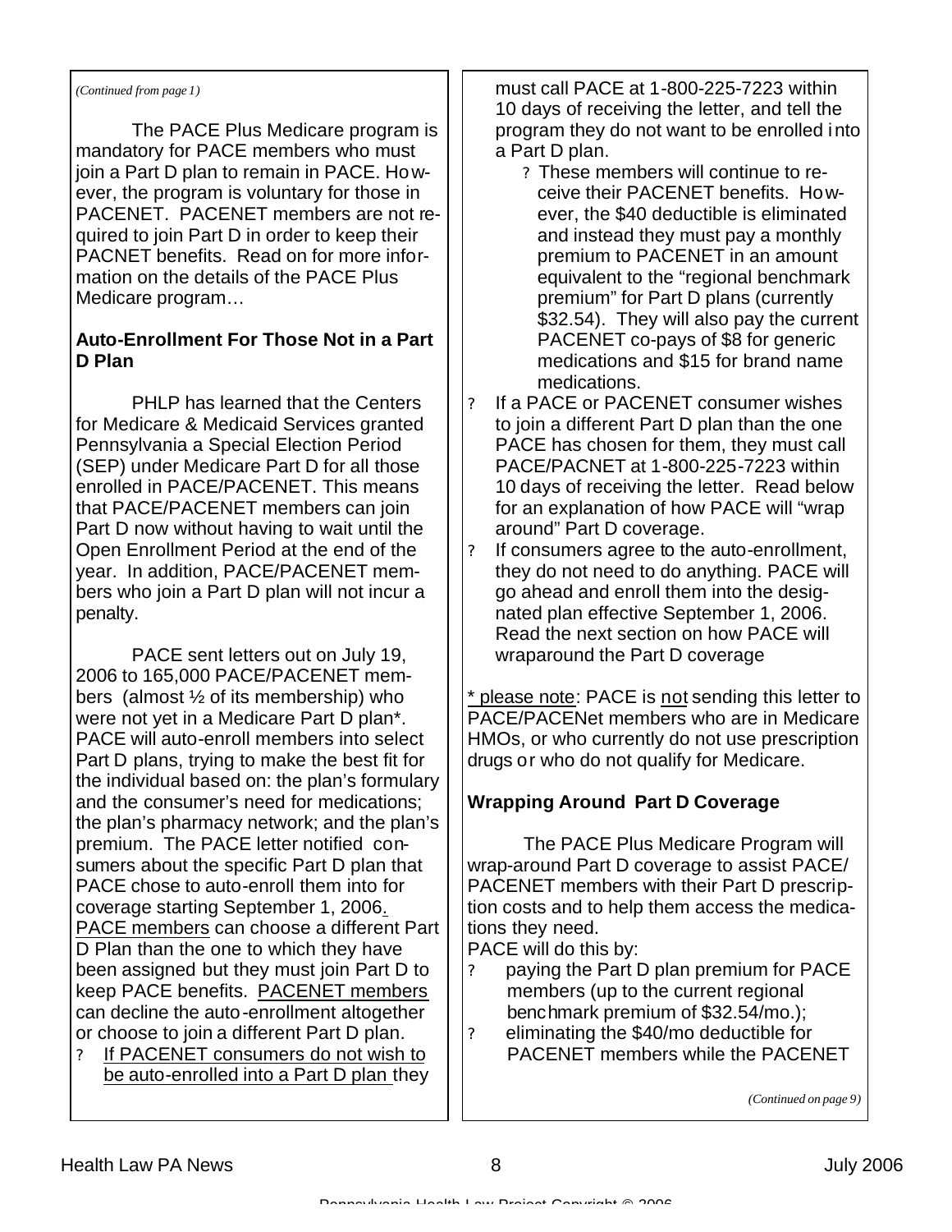*(Continued from page 1)*

The PACE Plus Medicare program is mandatory for PACE members who must join a Part D plan to remain in PACE. However, the program is voluntary for those in PACENET. PACENET members are not required to join Part D in order to keep their PACNET benefits. Read on for more information on the details of the PACE Plus Medicare program…

### Auto-Enrollment For Those Not in a Part D Plan

PHLP has learned that the Centers for Medicare & Medicaid Services granted Pennsylvania a Special Election Period (SEP) under Medicare Part D for all those enrolled in PACE/PACENET. This means that PACE/PACENET members can join Part D now without having to wait until the Open Enrollment Period at the end of the year. In addition, PACE/PACENET members who join a Part D plan will not incur a penalty.

PACE sent letters out on July 19, 2006 to 165,000 PACE/PACENET members (almost ½ of its membership) who were not yet in a Medicare Part D plan*. PACE will auto-enroll members into select Part D plans, trying to make the best fit for the individual based on: the plan's formulary and the consumer's need for medications; the plan's pharmacy network; and the plan's premium. The PACE letter notified consumers about the specific Part D plan that PACE chose to auto-enroll them into for coverage starting September 1, 2006. PACE members can choose a different Part D Plan than the one to which they have been assigned but they must join Part D to keep PACE benefits. PACENET members can decline the auto-enrollment altogether or choose to join a different Part D plan.

- If PACENET consumers do not wish to be auto-enrolled into a Part D plan they must call PACE at 1-800-225-7223 within 10 days of receiving the letter, and tell the program they do not want to be enrolled into a Part D plan.
  - These members will continue to receive their PACENET benefits. However, the $40 deductible is eliminated and instead they must pay a monthly premium to PACENET in an amount equivalent to the "regional benchmark premium" for Part D plans (currently $32.54). They will also pay the current PACENET co-pays of $8 for generic medications and $15 for brand name medications.
- If a PACE or PACENET consumer wishes to join a different Part D plan than the one PACE has chosen for them, they must call PACE/PACNET at 1-800-225-7223 within 10 days of receiving the letter. Read below for an explanation of how PACE will "wrap around" Part D coverage.
- If consumers agree to the auto-enrollment, they do not need to do anything. PACE will go ahead and enroll them into the designated plan effective September 1, 2006. Read the next section on how PACE will wraparound the Part D coverage

\* please note: PACE is not sending this letter to PACE/PACENet members who are in Medicare HMOs, or who currently do not use prescription drugs or who do not qualify for Medicare.

### Wrapping Around Part D Coverage

The PACE Plus Medicare Program will wrap-around Part D coverage to assist PACE/PACENET members with their Part D prescription costs and to help them access the medications they need.

PACE will do this by:

- paying the Part D plan premium for PACE members (up to the current regional benchmark premium of $32.54/mo.);
- eliminating the $40/mo deductible for PACENET members while the PACENET

*(Continued on page 9)*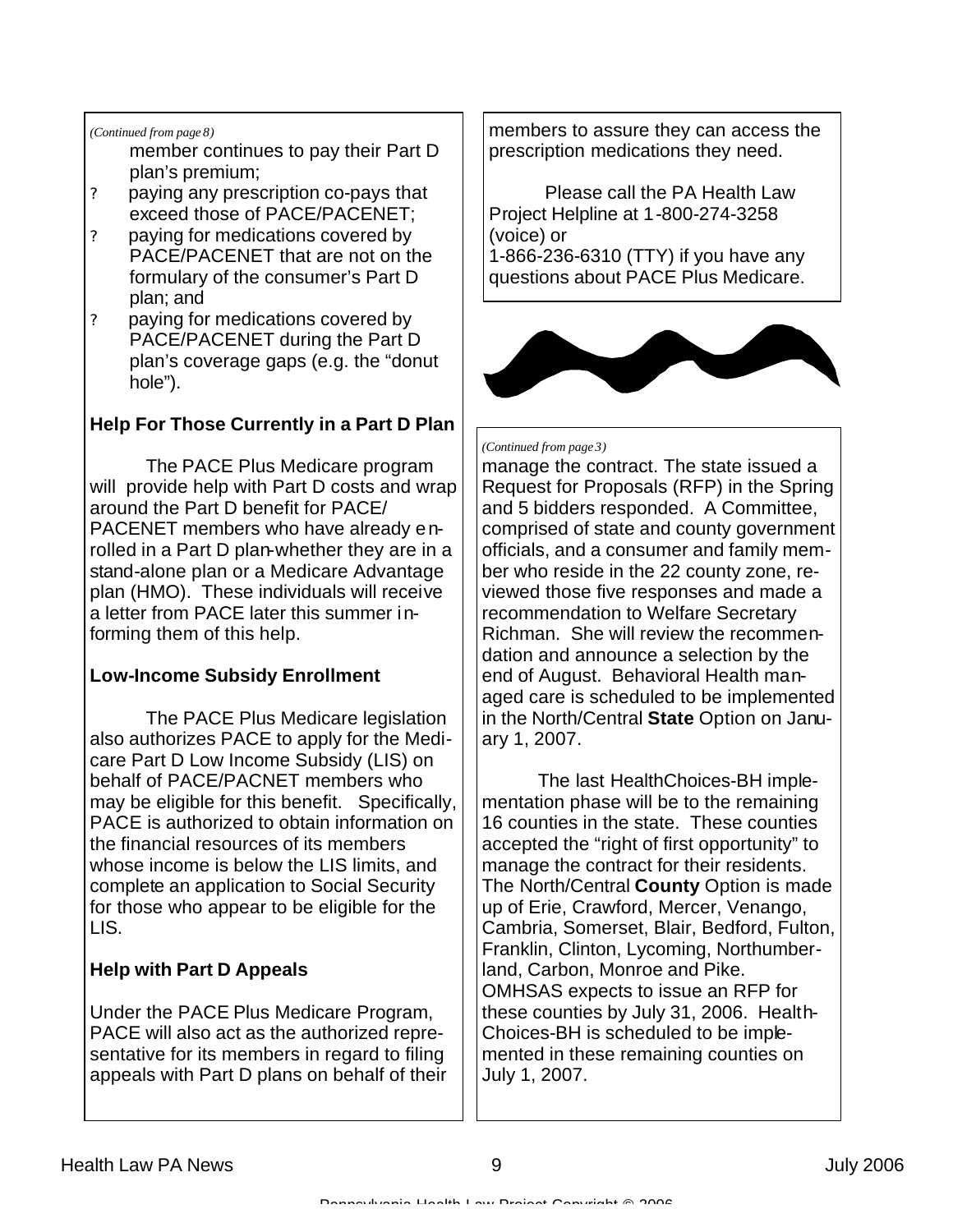*(Continued from page 8)*

member continues to pay their Part D plan's premium;

- paying any prescription co-pays that exceed those of PACE/PACENET;
- paying for medications covered by PACE/PACENET that are not on the formulary of the consumer's Part D plan; and
- paying for medications covered by PACE/PACENET during the Part D plan's coverage gaps (e.g. the "donut hole").

**Help For Those Currently in a Part D Plan**

The PACE Plus Medicare program will provide help with Part D costs and wrap around the Part D benefit for PACE/ PACENET members who have already enrolled in a Part D plan-whether they are in a stand-alone plan or a Medicare Advantage plan (HMO). These individuals will receive a letter from PACE later this summer informing them of this help.

**Low-Income Subsidy Enrollment**

The PACE Plus Medicare legislation also authorizes PACE to apply for the Medicare Part D Low Income Subsidy (LIS) on behalf of PACE/PACNET members who may be eligible for this benefit. Specifically, PACE is authorized to obtain information on the financial resources of its members whose income is below the LIS limits, and complete an application to Social Security for those who appear to be eligible for the LIS.

**Help with Part D Appeals**

Under the PACE Plus Medicare Program, PACE will also act as the authorized representative for its members in regard to filing appeals with Part D plans on behalf of their members to assure they can access the prescription medications they need.

Please call the PA Health Law Project Helpline at 1-800-274-3258 (voice) or 1-866-236-6310 (TTY) if you have any questions about PACE Plus Medicare.

*(Continued from page 3)*

manage the contract. The state issued a Request for Proposals (RFP) in the Spring and 5 bidders responded. A Committee, comprised of state and county government officials, and a consumer and family member who reside in the 22 county zone, reviewed those five responses and made a recommendation to Welfare Secretary Richman. She will review the recommendation and announce a selection by the end of August. Behavioral Health managed care is scheduled to be implemented in the North/Central **State** Option on January 1, 2007.

The last HealthChoices-BH implementation phase will be to the remaining 16 counties in the state. These counties accepted the "right of first opportunity" to manage the contract for their residents. The North/Central **County** Option is made up of Erie, Crawford, Mercer, Venango, Cambria, Somerset, Blair, Bedford, Fulton, Franklin, Clinton, Lycoming, Northumberland, Carbon, Monroe and Pike. OMHSAS expects to issue an RFP for these counties by July 31, 2006. HealthChoices-BH is scheduled to be implemented in these remaining counties on July 1, 2007.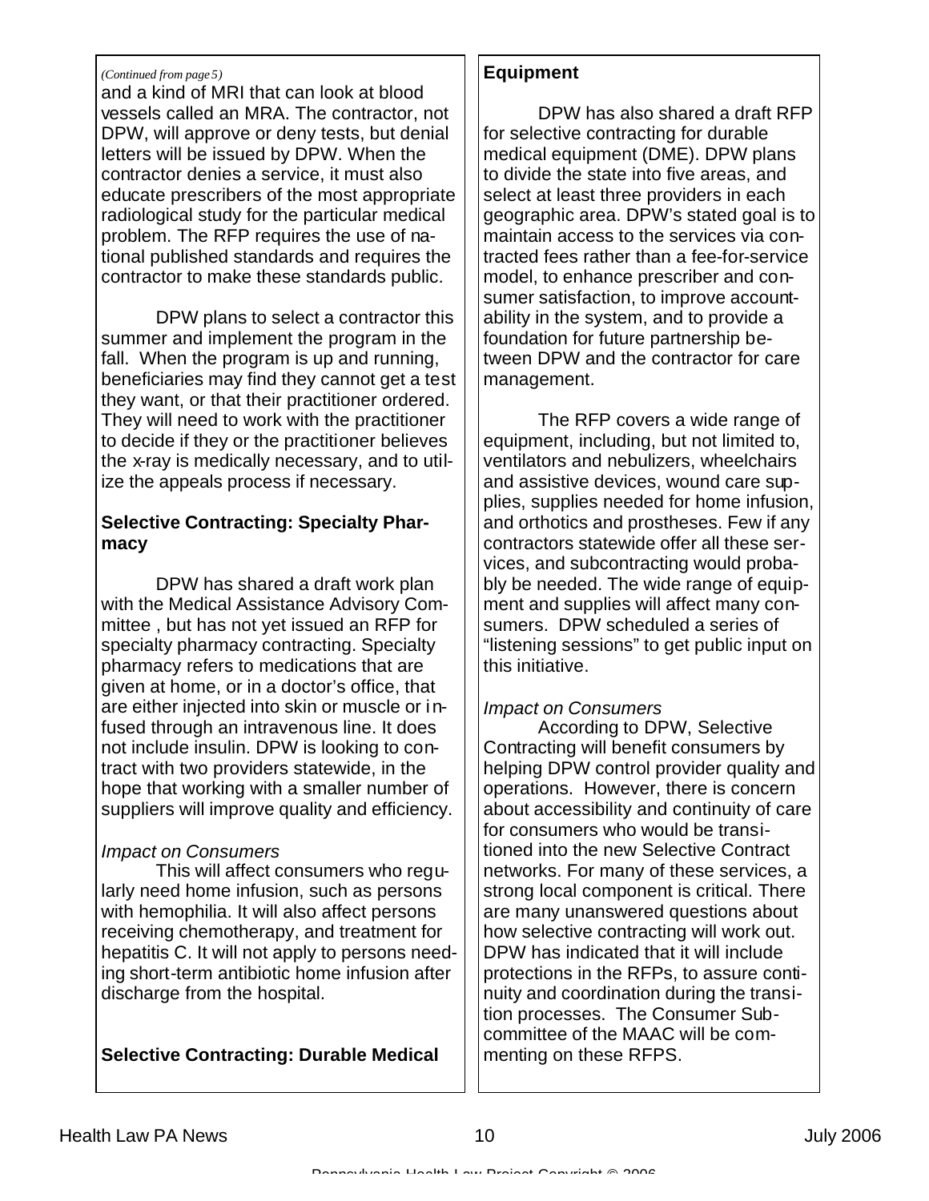*(Continued from page 5)*

and a kind of MRI that can look at blood vessels called an MRA. The contractor, not DPW, will approve or deny tests, but denial letters will be issued by DPW. When the contractor denies a service, it must also educate prescribers of the most appropriate radiological study for the particular medical problem. The RFP requires the use of national published standards and requires the contractor to make these standards public.

DPW plans to select a contractor this summer and implement the program in the fall. When the program is up and running, beneficiaries may find they cannot get a test they want, or that their practitioner ordered. They will need to work with the practitioner to decide if they or the practitioner believes the x-ray is medically necessary, and to utilize the appeals process if necessary.

**Selective Contracting: Specialty Pharmacy**

DPW has shared a draft work plan with the Medical Assistance Advisory Committee , but has not yet issued an RFP for specialty pharmacy contracting. Specialty pharmacy refers to medications that are given at home, or in a doctor's office, that are either injected into skin or muscle or infused through an intravenous line. It does not include insulin. DPW is looking to contract with two providers statewide, in the hope that working with a smaller number of suppliers will improve quality and efficiency.

*Impact on Consumers*

This will affect consumers who regularly need home infusion, such as persons with hemophilia. It will also affect persons receiving chemotherapy, and treatment for hepatitis C. It will not apply to persons needing short-term antibiotic home infusion after discharge from the hospital.

**Selective Contracting: Durable Medical Equipment**

DPW has also shared a draft RFP for selective contracting for durable medical equipment (DME). DPW plans to divide the state into five areas, and select at least three providers in each geographic area. DPW's stated goal is to maintain access to the services via contracted fees rather than a fee-for-service model, to enhance prescriber and consumer satisfaction, to improve accountability in the system, and to provide a foundation for future partnership between DPW and the contractor for care management.

The RFP covers a wide range of equipment, including, but not limited to, ventilators and nebulizers, wheelchairs and assistive devices, wound care supplies, supplies needed for home infusion, and orthotics and prostheses. Few if any contractors statewide offer all these services, and subcontracting would probably be needed. The wide range of equipment and supplies will affect many consumers. DPW scheduled a series of "listening sessions" to get public input on this initiative.

*Impact on Consumers*

According to DPW, Selective Contracting will benefit consumers by helping DPW control provider quality and operations. However, there is concern about accessibility and continuity of care for consumers who would be transitioned into the new Selective Contract networks. For many of these services, a strong local component is critical. There are many unanswered questions about how selective contracting will work out. DPW has indicated that it will include protections in the RFPs, to assure continuity and coordination during the transition processes. The Consumer Subcommittee of the MAAC will be commenting on these RFPS.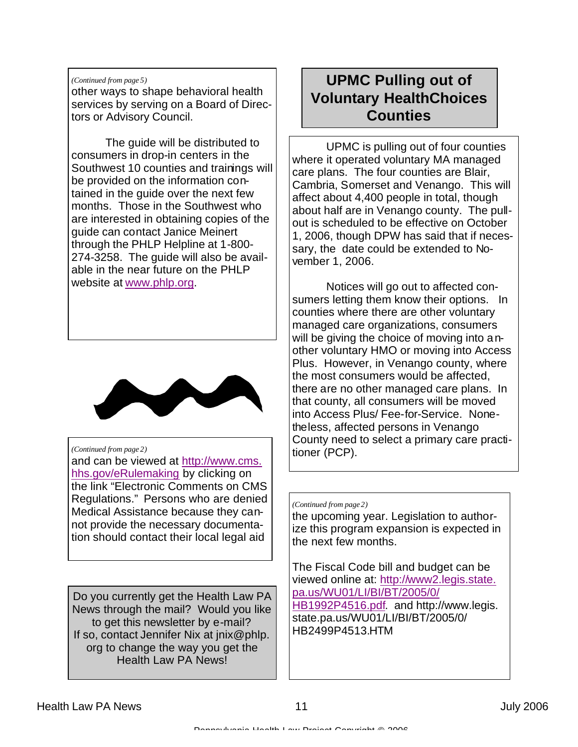*(Continued from page 5)*

other ways to shape behavioral health services by serving on a Board of Directors or Advisory Council.

The guide will be distributed to consumers in drop-in centers in the Southwest 10 counties and trainings will be provided on the information contained in the guide over the next few months. Those in the Southwest who are interested in obtaining copies of the guide can contact Janice Meinert through the PHLP Helpline at 1-800-274-3258. The guide will also be available in the near future on the PHLP website at www.phlp.org.

*(Continued from page 2)*

and can be viewed at http://www.cms.hhs.gov/eRulemaking by clicking on the link "Electronic Comments on CMS Regulations." Persons who are denied Medical Assistance because they cannot provide the necessary documentation should contact their local legal aid

Do you currently get the Health Law PA News through the mail? Would you like to get this newsletter by e-mail? If so, contact Jennifer Nix at jnix@phlp.org to change the way you get the Health Law PA News!

## UPMC Pulling out of Voluntary HealthChoices Counties

UPMC is pulling out of four counties where it operated voluntary MA managed care plans. The four counties are Blair, Cambria, Somerset and Venango. This will affect about 4,400 people in total, though about half are in Venango county. The pull-out is scheduled to be effective on October 1, 2006, though DPW has said that if necessary, the date could be extended to November 1, 2006.

Notices will go out to affected consumers letting them know their options. In counties where there are other voluntary managed care organizations, consumers will be giving the choice of moving into another voluntary HMO or moving into Access Plus. However, in Venango county, where the most consumers would be affected, there are no other managed care plans. In that county, all consumers will be moved into Access Plus/ Fee-for-Service. Nonetheless, affected persons in Venango County need to select a primary care practitioner (PCP).

*(Continued from page 2)*

the upcoming year. Legislation to authorize this program expansion is expected in the next few months.

The Fiscal Code bill and budget can be viewed online at: http://www2.legis.state.pa.us/WU01/LI/BI/BT/2005/0/HB1992P4516.pdf. and http://www.legis.state.pa.us/WU01/LI/BI/BT/2005/0/HB2499P4513.HTM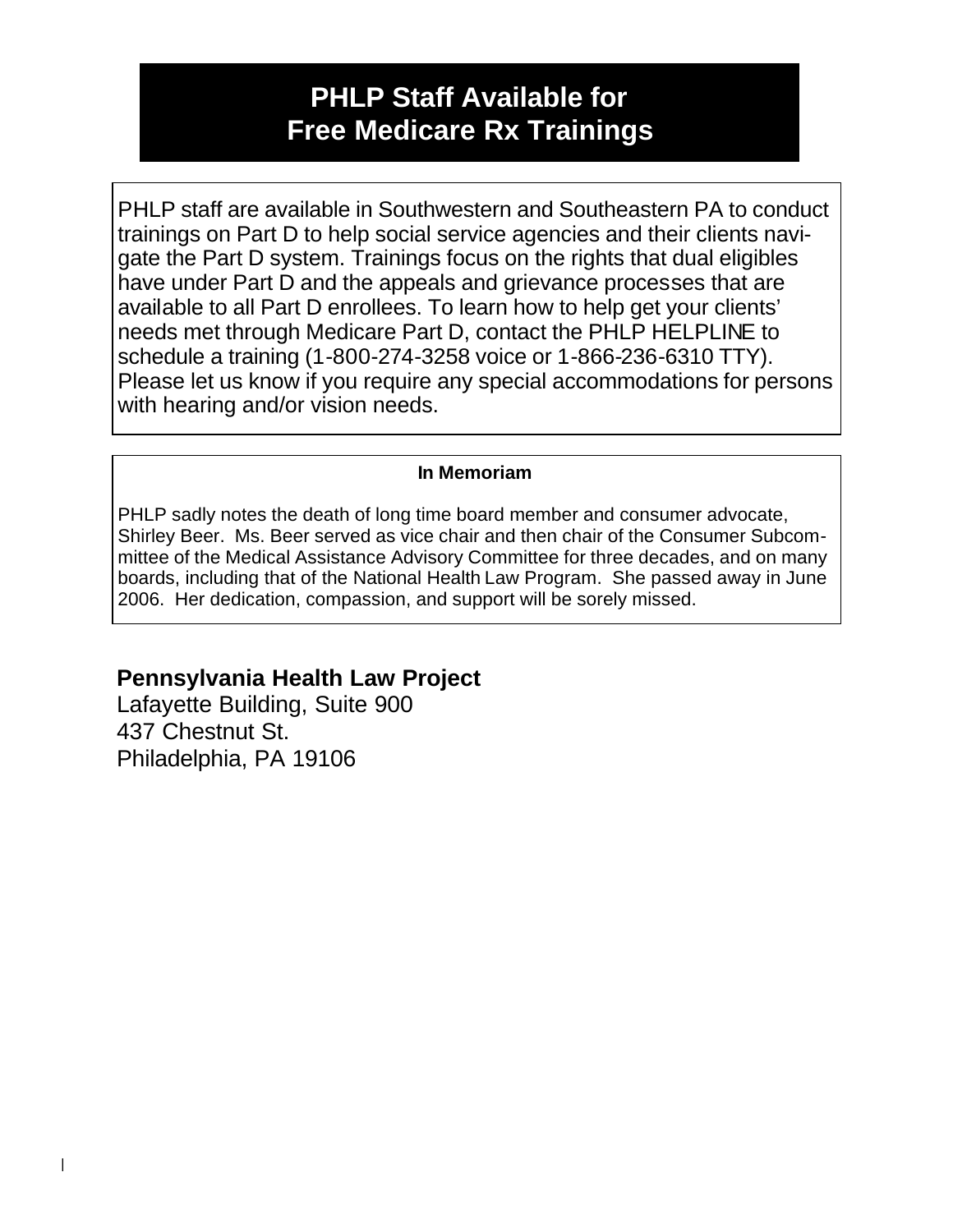# PHLP Staff Available for Free Medicare Rx Trainings

PHLP staff are available in Southwestern and Southeastern PA to conduct trainings on Part D to help social service agencies and their clients navigate the Part D system. Trainings focus on the rights that dual eligibles have under Part D and the appeals and grievance processes that are available to all Part D enrollees. To learn how to help get your clients' needs met through Medicare Part D, contact the PHLP HELPLINE to schedule a training (1-800-274-3258 voice or 1-866-236-6310 TTY). Please let us know if you require any special accommodations for persons with hearing and/or vision needs.

**In Memoriam**

PHLP sadly notes the death of long time board member and consumer advocate, Shirley Beer. Ms. Beer served as vice chair and then chair of the Consumer Subcommittee of the Medical Assistance Advisory Committee for three decades, and on many boards, including that of the National Health Law Program. She passed away in June 2006. Her dedication, compassion, and support will be sorely missed.

**Pennsylvania Health Law Project**
Lafayette Building, Suite 900
437 Chestnut St.
Philadelphia, PA 19106